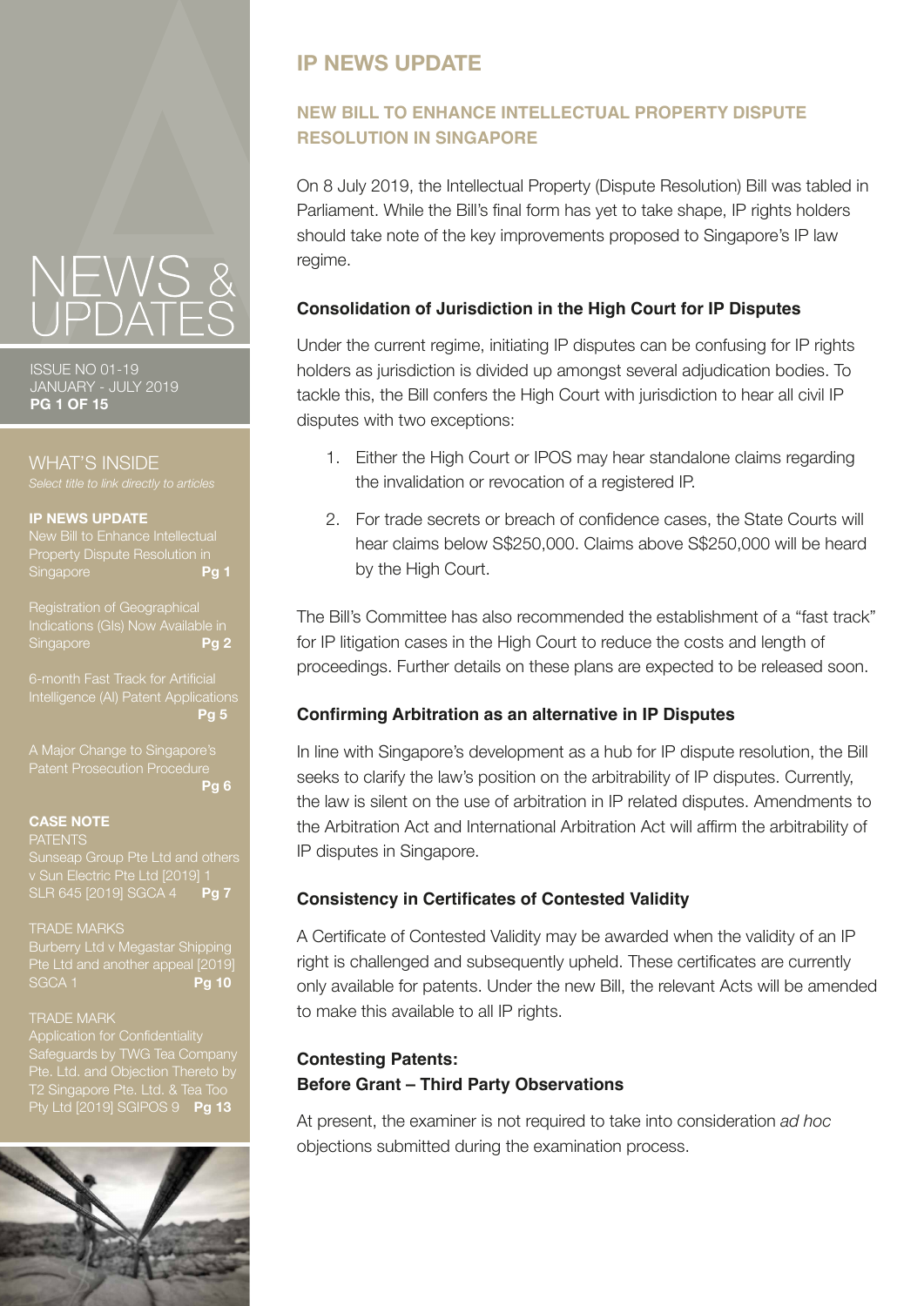# NEWS & UPDATES

ISSUE NO 01-19
JANUARY - JULY 2019

## WHAT'S INSIDE

*Select title to link directly to articles*

**IP NEWS UPDATE**

New Bill to Enhance Intellectual Property Dispute Resolution in Singapore **Pg 1**

Registration of Geographical Indications (GIs) Now Available in Singapore **Pg 2**

6-month Fast Track for Artificial Intelligence (AI) Patent Applications **Pg 5**

A Major Change to Singapore's Patent Prosecution Procedure **Pg 6**

**CASE NOTE**

PATENTS
Sunseap Group Pte Ltd and others v Sun Electric Pte Ltd [2019] 1 SLR 645 [2019] SGCA 4 **Pg 7**

TRADE MARKS
Burberry Ltd v Megastar Shipping Pte Ltd and another appeal [2019] SGCA 1 **Pg 10**

TRADE MARK
Application for Confidentiality Safeguards by TWG Tea Company Pte. Ltd. and Objection Thereto by T2 Singapore Pte. Ltd. & Tea Too Pty Ltd [2019] SGIPOS 9 **Pg 13**

# IP NEWS UPDATE

## NEW BILL TO ENHANCE INTELLECTUAL PROPERTY DISPUTE RESOLUTION IN SINGAPORE

On 8 July 2019, the Intellectual Property (Dispute Resolution) Bill was tabled in Parliament. While the Bill's final form has yet to take shape, IP rights holders should take note of the key improvements proposed to Singapore's IP law regime.

### Consolidation of Jurisdiction in the High Court for IP Disputes

Under the current regime, initiating IP disputes can be confusing for IP rights holders as jurisdiction is divided up amongst several adjudication bodies. To tackle this, the Bill confers the High Court with jurisdiction to hear all civil IP disputes with two exceptions:

1. Either the High Court or IPOS may hear standalone claims regarding the invalidation or revocation of a registered IP.
2. For trade secrets or breach of confidence cases, the State Courts will hear claims below S$250,000. Claims above S$250,000 will be heard by the High Court.

The Bill's Committee has also recommended the establishment of a "fast track" for IP litigation cases in the High Court to reduce the costs and length of proceedings. Further details on these plans are expected to be released soon.

### Confirming Arbitration as an alternative in IP Disputes

In line with Singapore's development as a hub for IP dispute resolution, the Bill seeks to clarify the law's position on the arbitrability of IP disputes. Currently, the law is silent on the use of arbitration in IP related disputes. Amendments to the Arbitration Act and International Arbitration Act will affirm the arbitrability of IP disputes in Singapore.

### Consistency in Certificates of Contested Validity

A Certificate of Contested Validity may be awarded when the validity of an IP right is challenged and subsequently upheld. These certificates are currently only available for patents. Under the new Bill, the relevant Acts will be amended to make this available to all IP rights.

### Contesting Patents:
### Before Grant – Third Party Observations

At present, the examiner is not required to take into consideration *ad hoc* objections submitted during the examination process.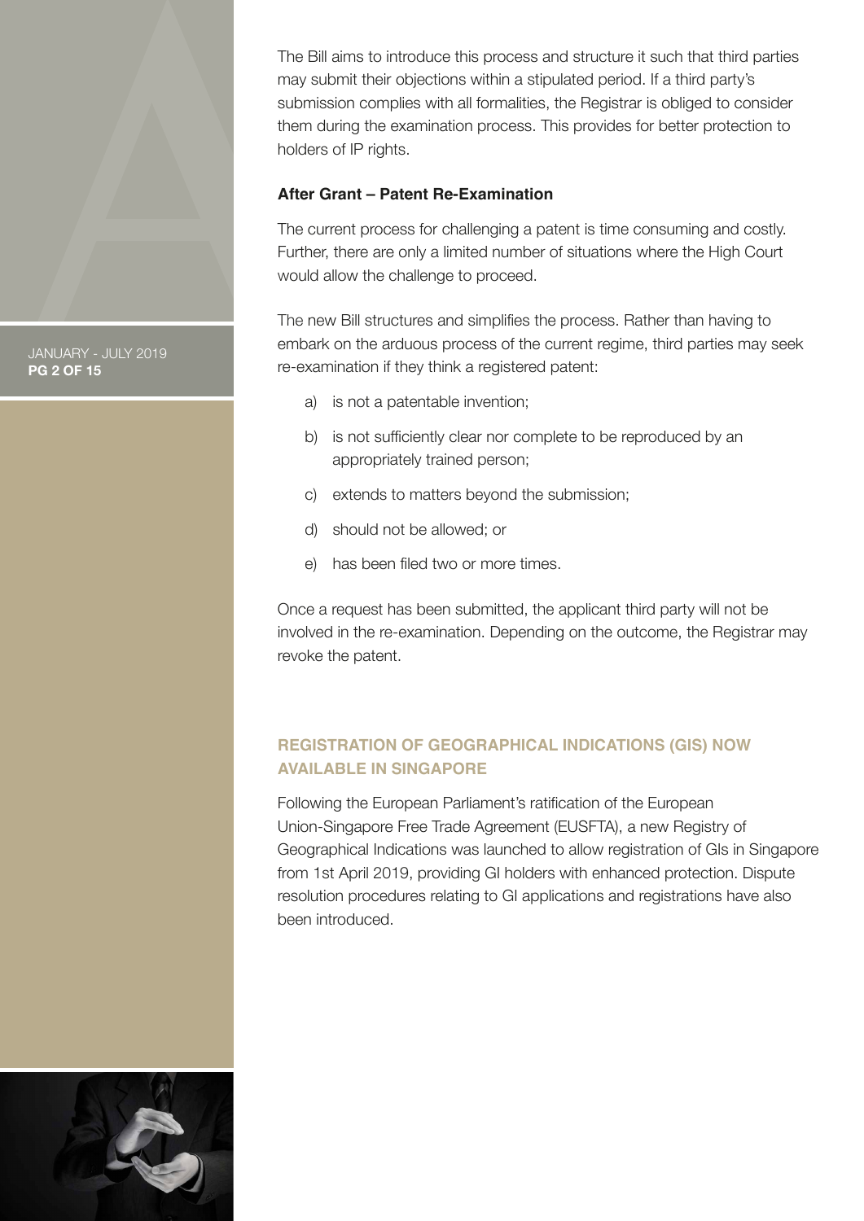The Bill aims to introduce this process and structure it such that third parties may submit their objections within a stipulated period. If a third party's submission complies with all formalities, the Registrar is obliged to consider them during the examination process. This provides for better protection to holders of IP rights.

**After Grant – Patent Re-Examination**

The current process for challenging a patent is time consuming and costly. Further, there are only a limited number of situations where the High Court would allow the challenge to proceed.

The new Bill structures and simplifies the process. Rather than having to embark on the arduous process of the current regime, third parties may seek re-examination if they think a registered patent:

a) is not a patentable invention;

b) is not sufficiently clear nor complete to be reproduced by an appropriately trained person;

c) extends to matters beyond the submission;

d) should not be allowed; or

e) has been filed two or more times.

Once a request has been submitted, the applicant third party will not be involved in the re-examination. Depending on the outcome, the Registrar may revoke the patent.

## REGISTRATION OF GEOGRAPHICAL INDICATIONS (GIS) NOW AVAILABLE IN SINGAPORE

Following the European Parliament's ratification of the European Union-Singapore Free Trade Agreement (EUSFTA), a new Registry of Geographical Indications was launched to allow registration of GIs in Singapore from 1st April 2019, providing GI holders with enhanced protection. Dispute resolution procedures relating to GI applications and registrations have also been introduced.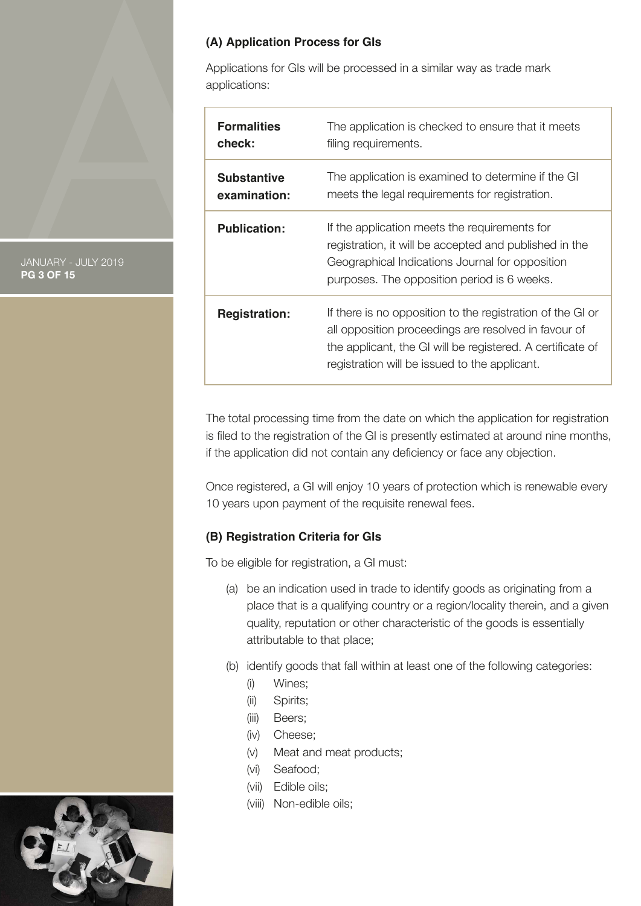**(A) Application Process for GIs**

Applications for GIs will be processed in a similar way as trade mark applications:

| | |
|---|---|
| **Formalities check:** | The application is checked to ensure that it meets filing requirements. |
| **Substantive examination:** | The application is examined to determine if the GI meets the legal requirements for registration. |
| **Publication:** | If the application meets the requirements for registration, it will be accepted and published in the Geographical Indications Journal for opposition purposes. The opposition period is 6 weeks. |
| **Registration:** | If there is no opposition to the registration of the GI or all opposition proceedings are resolved in favour of the applicant, the GI will be registered. A certificate of registration will be issued to the applicant. |

The total processing time from the date on which the application for registration is filed to the registration of the GI is presently estimated at around nine months, if the application did not contain any deficiency or face any objection.

Once registered, a GI will enjoy 10 years of protection which is renewable every 10 years upon payment of the requisite renewal fees.

**(B) Registration Criteria for GIs**

To be eligible for registration, a GI must:

(a) be an indication used in trade to identify goods as originating from a place that is a qualifying country or a region/locality therein, and a given quality, reputation or other characteristic of the goods is essentially attributable to that place;

(b) identify goods that fall within at least one of the following categories:

- (i) Wines;
- (ii) Spirits;
- (iii) Beers;
- (iv) Cheese;
- (v) Meat and meat products;
- (vi) Seafood;
- (vii) Edible oils;
- (viii) Non-edible oils;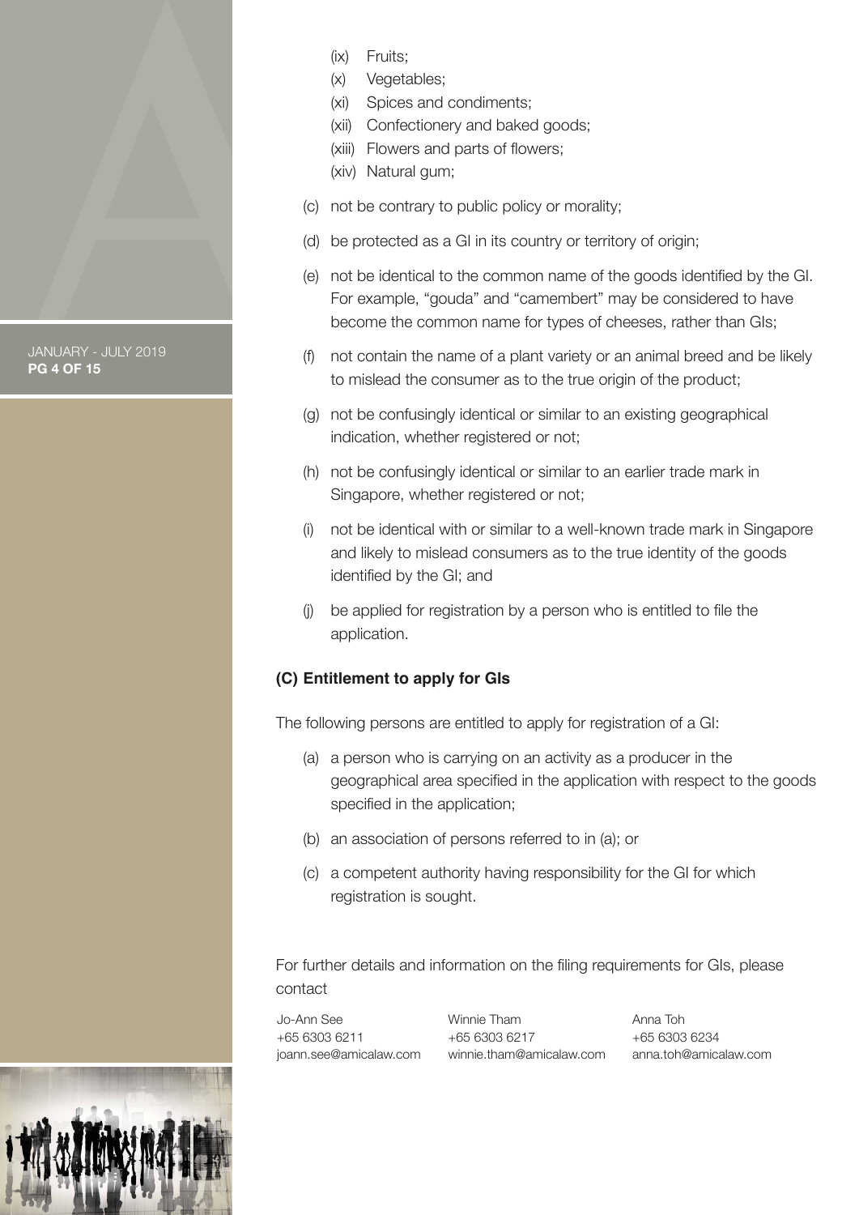(ix) Fruits;
(x) Vegetables;
(xi) Spices and condiments;
(xii) Confectionery and baked goods;
(xiii) Flowers and parts of flowers;
(xiv) Natural gum;

(c) not be contrary to public policy or morality;

(d) be protected as a GI in its country or territory of origin;

(e) not be identical to the common name of the goods identified by the GI. For example, "gouda" and "camembert" may be considered to have become the common name for types of cheeses, rather than GIs;

(f) not contain the name of a plant variety or an animal breed and be likely to mislead the consumer as to the true origin of the product;

(g) not be confusingly identical or similar to an existing geographical indication, whether registered or not;

(h) not be confusingly identical or similar to an earlier trade mark in Singapore, whether registered or not;

(i) not be identical with or similar to a well-known trade mark in Singapore and likely to mislead consumers as to the true identity of the goods identified by the GI; and

(j) be applied for registration by a person who is entitled to file the application.

**(C) Entitlement to apply for GIs**

The following persons are entitled to apply for registration of a GI:

(a) a person who is carrying on an activity as a producer in the geographical area specified in the application with respect to the goods specified in the application;

(b) an association of persons referred to in (a); or

(c) a competent authority having responsibility for the GI for which registration is sought.

For further details and information on the filing requirements for GIs, please contact

| Jo-Ann See | Winnie Tham | Anna Toh |
|---|---|---|
| +65 6303 6211 | +65 6303 6217 | +65 6303 6234 |
| joann.see@amicalaw.com | winnie.tham@amicalaw.com | anna.toh@amicalaw.com |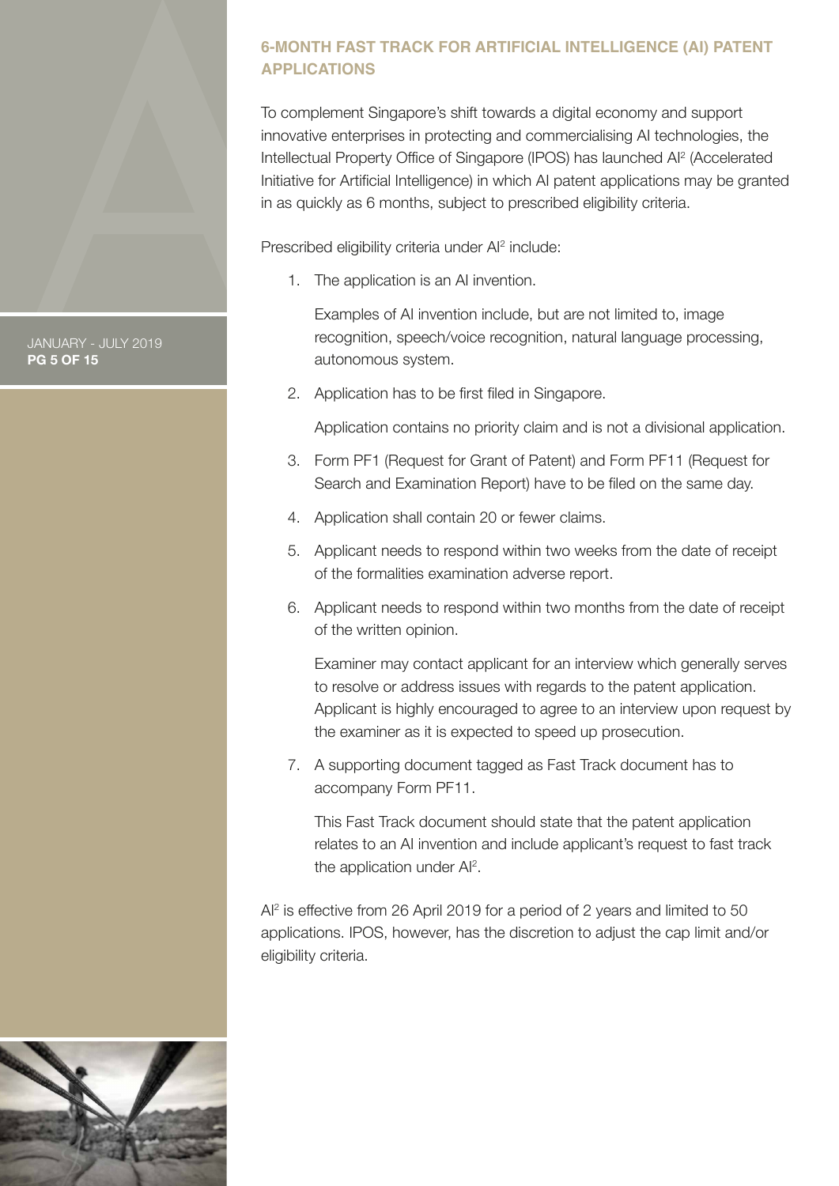## 6-MONTH FAST TRACK FOR ARTIFICIAL INTELLIGENCE (AI) PATENT APPLICATIONS

To complement Singapore's shift towards a digital economy and support innovative enterprises in protecting and commercialising AI technologies, the Intellectual Property Office of Singapore (IPOS) has launched AI$^2$ (Accelerated Initiative for Artificial Intelligence) in which AI patent applications may be granted in as quickly as 6 months, subject to prescribed eligibility criteria.

Prescribed eligibility criteria under AI$^2$ include:

1. The application is an AI invention.

   Examples of AI invention include, but are not limited to, image recognition, speech/voice recognition, natural language processing, autonomous system.

2. Application has to be first filed in Singapore.

   Application contains no priority claim and is not a divisional application.

3. Form PF1 (Request for Grant of Patent) and Form PF11 (Request for Search and Examination Report) have to be filed on the same day.

4. Application shall contain 20 or fewer claims.

5. Applicant needs to respond within two weeks from the date of receipt of the formalities examination adverse report.

6. Applicant needs to respond within two months from the date of receipt of the written opinion.

   Examiner may contact applicant for an interview which generally serves to resolve or address issues with regards to the patent application. Applicant is highly encouraged to agree to an interview upon request by the examiner as it is expected to speed up prosecution.

7. A supporting document tagged as Fast Track document has to accompany Form PF11.

   This Fast Track document should state that the patent application relates to an AI invention and include applicant's request to fast track the application under AI$^2$.

AI$^2$ is effective from 26 April 2019 for a period of 2 years and limited to 50 applications. IPOS, however, has the discretion to adjust the cap limit and/or eligibility criteria.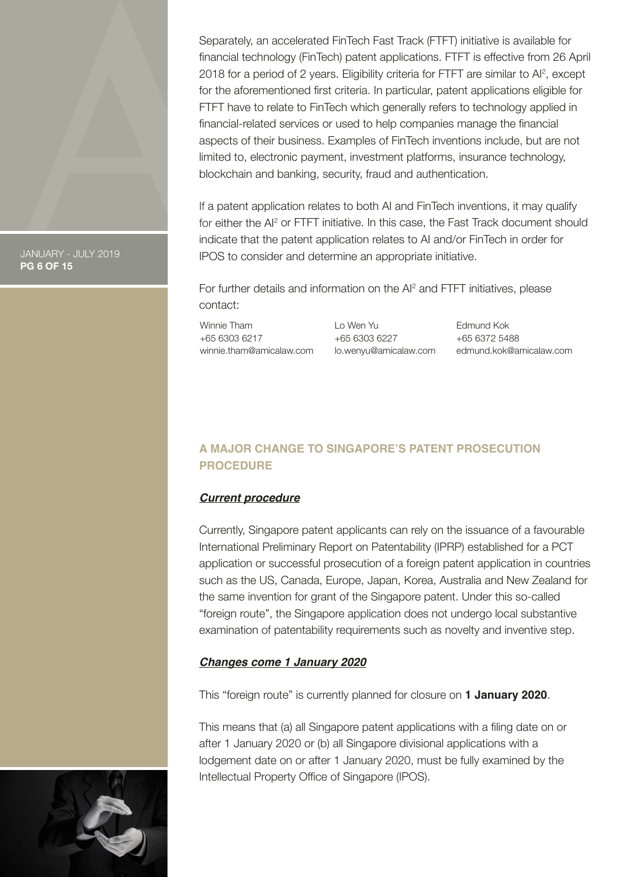Separately, an accelerated FinTech Fast Track (FTFT) initiative is available for financial technology (FinTech) patent applications. FTFT is effective from 26 April 2018 for a period of 2 years. Eligibility criteria for FTFT are similar to $AI^2$, except for the aforementioned first criteria. In particular, patent applications eligible for FTFT have to relate to FinTech which generally refers to technology applied in financial-related services or used to help companies manage the financial aspects of their business. Examples of FinTech inventions include, but are not limited to, electronic payment, investment platforms, insurance technology, blockchain and banking, security, fraud and authentication.

If a patent application relates to both AI and FinTech inventions, it may qualify for either the $AI^2$ or FTFT initiative. In this case, the Fast Track document should indicate that the patent application relates to AI and/or FinTech in order for IPOS to consider and determine an appropriate initiative.

For further details and information on the $AI^2$ and FTFT initiatives, please contact:

Winnie Tham
+65 6303 6217
winnie.tham@amicalaw.com

Lo Wen Yu
+65 6303 6227
lo.wenyu@amicalaw.com

Edmund Kok
+65 6372 5488
edmund.kok@amicalaw.com

## A MAJOR CHANGE TO SINGAPORE'S PATENT PROSECUTION PROCEDURE

### ***Current procedure***

Currently, Singapore patent applicants can rely on the issuance of a favourable International Preliminary Report on Patentability (IPRP) established for a PCT application or successful prosecution of a foreign patent application in countries such as the US, Canada, Europe, Japan, Korea, Australia and New Zealand for the same invention for grant of the Singapore patent. Under this so-called "foreign route", the Singapore application does not undergo local substantive examination of patentability requirements such as novelty and inventive step.

### ***Changes come 1 January 2020***

This "foreign route" is currently planned for closure on **1 January 2020**.

This means that (a) all Singapore patent applications with a filing date on or after 1 January 2020 or (b) all Singapore divisional applications with a lodgement date on or after 1 January 2020, must be fully examined by the Intellectual Property Office of Singapore (IPOS).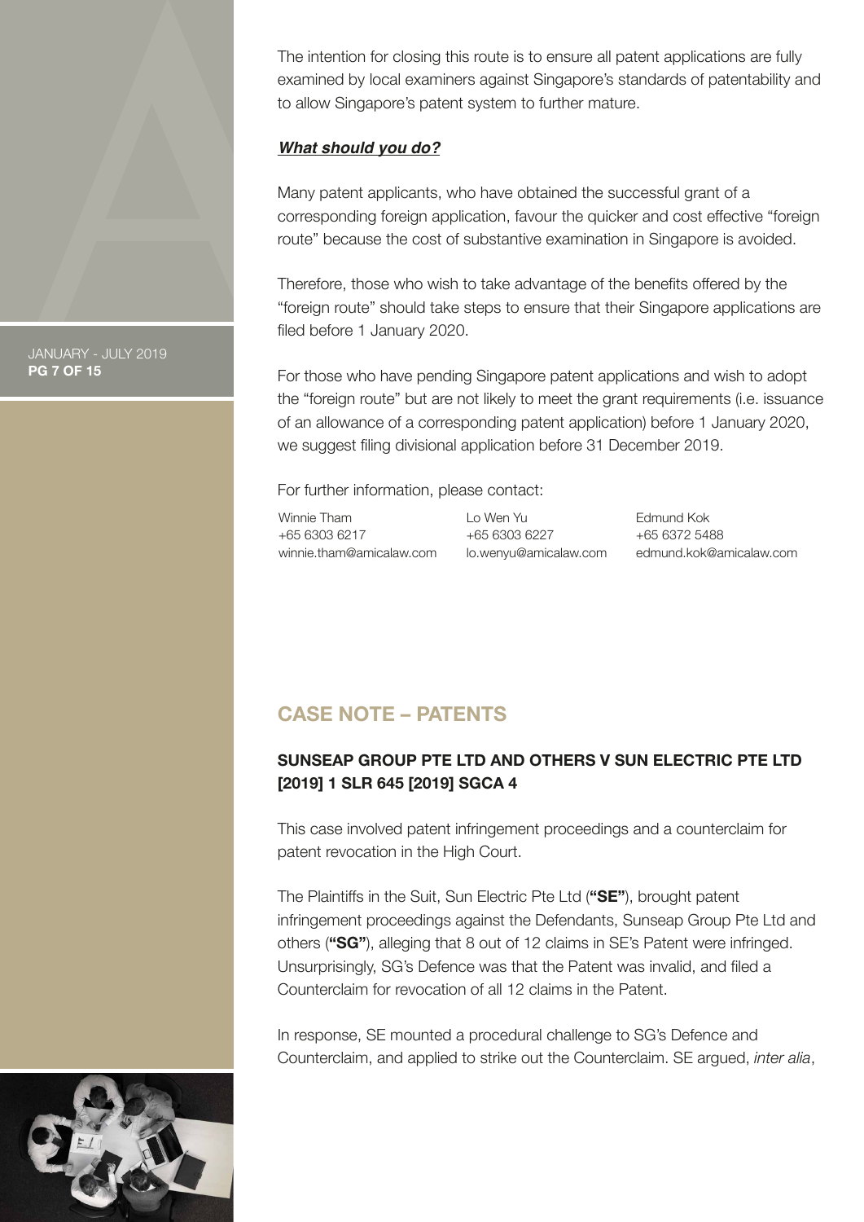The intention for closing this route is to ensure all patent applications are fully examined by local examiners against Singapore's standards of patentability and to allow Singapore's patent system to further mature.

***What should you do?***

Many patent applicants, who have obtained the successful grant of a corresponding foreign application, favour the quicker and cost effective "foreign route" because the cost of substantive examination in Singapore is avoided.

Therefore, those who wish to take advantage of the benefits offered by the "foreign route" should take steps to ensure that their Singapore applications are filed before 1 January 2020.

For those who have pending Singapore patent applications and wish to adopt the "foreign route" but are not likely to meet the grant requirements (i.e. issuance of an allowance of a corresponding patent application) before 1 January 2020, we suggest filing divisional application before 31 December 2019.

For further information, please contact:

Winnie Tham
+65 6303 6217
winnie.tham@amicalaw.com

Lo Wen Yu
+65 6303 6227
lo.wenyu@amicalaw.com

Edmund Kok
+65 6372 5488
edmund.kok@amicalaw.com

## CASE NOTE – PATENTS

### SUNSEAP GROUP PTE LTD AND OTHERS V SUN ELECTRIC PTE LTD [2019] 1 SLR 645 [2019] SGCA 4

This case involved patent infringement proceedings and a counterclaim for patent revocation in the High Court.

The Plaintiffs in the Suit, Sun Electric Pte Ltd (**"SE"**), brought patent infringement proceedings against the Defendants, Sunseap Group Pte Ltd and others (**"SG"**), alleging that 8 out of 12 claims in SE's Patent were infringed. Unsurprisingly, SG's Defence was that the Patent was invalid, and filed a Counterclaim for revocation of all 12 claims in the Patent.

In response, SE mounted a procedural challenge to SG's Defence and Counterclaim, and applied to strike out the Counterclaim. SE argued, *inter alia*,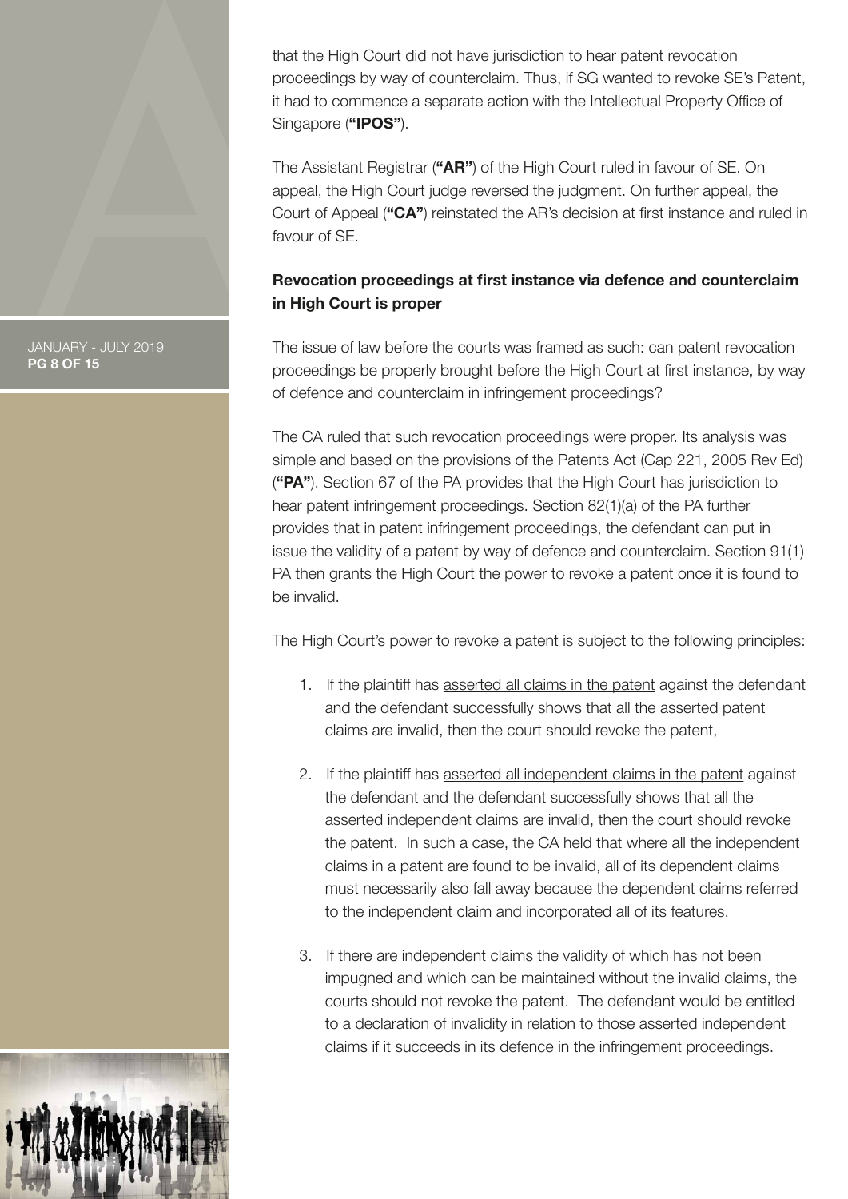that the High Court did not have jurisdiction to hear patent revocation proceedings by way of counterclaim. Thus, if SG wanted to revoke SE's Patent, it had to commence a separate action with the Intellectual Property Office of Singapore (**"IPOS"**).

The Assistant Registrar (**"AR"**) of the High Court ruled in favour of SE. On appeal, the High Court judge reversed the judgment. On further appeal, the Court of Appeal (**"CA"**) reinstated the AR's decision at first instance and ruled in favour of SE.

### Revocation proceedings at first instance via defence and counterclaim in High Court is proper

The issue of law before the courts was framed as such: can patent revocation proceedings be properly brought before the High Court at first instance, by way of defence and counterclaim in infringement proceedings?

The CA ruled that such revocation proceedings were proper. Its analysis was simple and based on the provisions of the Patents Act (Cap 221, 2005 Rev Ed) (**"PA"**). Section 67 of the PA provides that the High Court has jurisdiction to hear patent infringement proceedings. Section 82(1)(a) of the PA further provides that in patent infringement proceedings, the defendant can put in issue the validity of a patent by way of defence and counterclaim. Section 91(1) PA then grants the High Court the power to revoke a patent once it is found to be invalid.

The High Court's power to revoke a patent is subject to the following principles:

1. If the plaintiff has <u>asserted all claims in the patent</u> against the defendant and the defendant successfully shows that all the asserted patent claims are invalid, then the court should revoke the patent,

2. If the plaintiff has <u>asserted all independent claims in the patent</u> against the defendant and the defendant successfully shows that all the asserted independent claims are invalid, then the court should revoke the patent. In such a case, the CA held that where all the independent claims in a patent are found to be invalid, all of its dependent claims must necessarily also fall away because the dependent claims referred to the independent claim and incorporated all of its features.

3. If there are independent claims the validity of which has not been impugned and which can be maintained without the invalid claims, the courts should not revoke the patent. The defendant would be entitled to a declaration of invalidity in relation to those asserted independent claims if it succeeds in its defence in the infringement proceedings.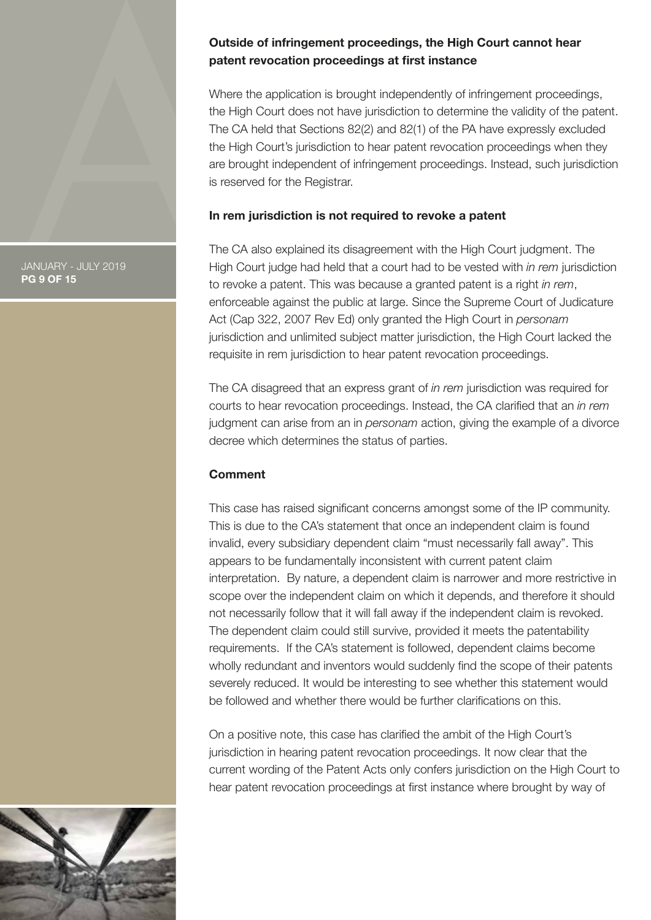### Outside of infringement proceedings, the High Court cannot hear patent revocation proceedings at first instance

Where the application is brought independently of infringement proceedings, the High Court does not have jurisdiction to determine the validity of the patent. The CA held that Sections 82(2) and 82(1) of the PA have expressly excluded the High Court's jurisdiction to hear patent revocation proceedings when they are brought independent of infringement proceedings. Instead, such jurisdiction is reserved for the Registrar.

### In rem jurisdiction is not required to revoke a patent

The CA also explained its disagreement with the High Court judgment. The High Court judge had held that a court had to be vested with *in rem* jurisdiction to revoke a patent. This was because a granted patent is a right *in rem*, enforceable against the public at large. Since the Supreme Court of Judicature Act (Cap 322, 2007 Rev Ed) only granted the High Court in *personam* jurisdiction and unlimited subject matter jurisdiction, the High Court lacked the requisite in rem jurisdiction to hear patent revocation proceedings.

The CA disagreed that an express grant of *in rem* jurisdiction was required for courts to hear revocation proceedings. Instead, the CA clarified that an *in rem* judgment can arise from an in *personam* action, giving the example of a divorce decree which determines the status of parties.

### Comment

This case has raised significant concerns amongst some of the IP community. This is due to the CA's statement that once an independent claim is found invalid, every subsidiary dependent claim "must necessarily fall away". This appears to be fundamentally inconsistent with current patent claim interpretation. By nature, a dependent claim is narrower and more restrictive in scope over the independent claim on which it depends, and therefore it should not necessarily follow that it will fall away if the independent claim is revoked. The dependent claim could still survive, provided it meets the patentability requirements. If the CA's statement is followed, dependent claims become wholly redundant and inventors would suddenly find the scope of their patents severely reduced. It would be interesting to see whether this statement would be followed and whether there would be further clarifications on this.

On a positive note, this case has clarified the ambit of the High Court's jurisdiction in hearing patent revocation proceedings. It now clear that the current wording of the Patent Acts only confers jurisdiction on the High Court to hear patent revocation proceedings at first instance where brought by way of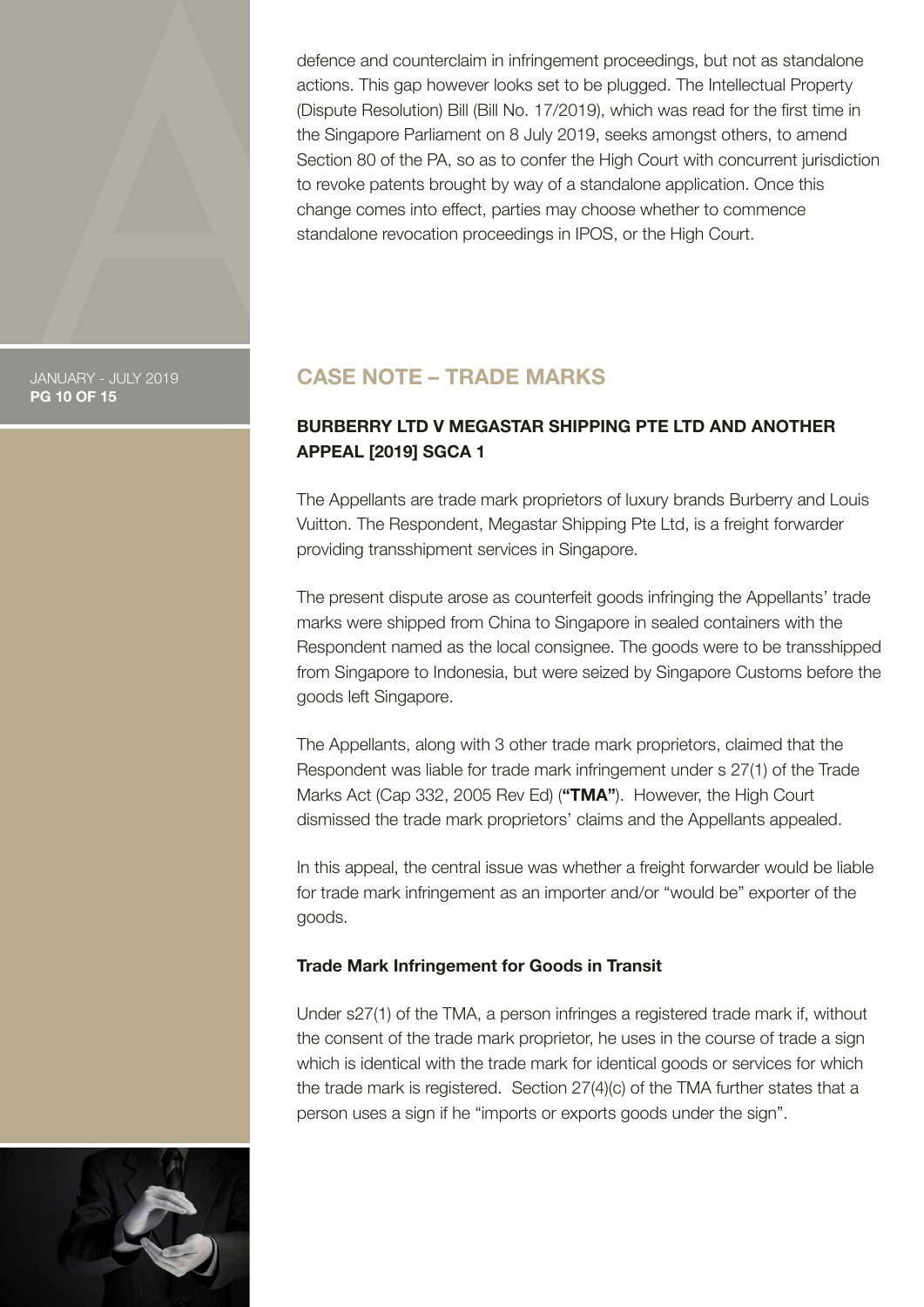defence and counterclaim in infringement proceedings, but not as standalone actions. This gap however looks set to be plugged. The Intellectual Property (Dispute Resolution) Bill (Bill No. 17/2019), which was read for the first time in the Singapore Parliament on 8 July 2019, seeks amongst others, to amend Section 80 of the PA, so as to confer the High Court with concurrent jurisdiction to revoke patents brought by way of a standalone application. Once this change comes into effect, parties may choose whether to commence standalone revocation proceedings in IPOS, or the High Court.

## CASE NOTE – TRADE MARKS

### BURBERRY LTD V MEGASTAR SHIPPING PTE LTD AND ANOTHER APPEAL [2019] SGCA 1

The Appellants are trade mark proprietors of luxury brands Burberry and Louis Vuitton. The Respondent, Megastar Shipping Pte Ltd, is a freight forwarder providing transshipment services in Singapore.

The present dispute arose as counterfeit goods infringing the Appellants' trade marks were shipped from China to Singapore in sealed containers with the Respondent named as the local consignee. The goods were to be transshipped from Singapore to Indonesia, but were seized by Singapore Customs before the goods left Singapore.

The Appellants, along with 3 other trade mark proprietors, claimed that the Respondent was liable for trade mark infringement under s 27(1) of the Trade Marks Act (Cap 332, 2005 Rev Ed) (**"TMA"**). However, the High Court dismissed the trade mark proprietors' claims and the Appellants appealed.

In this appeal, the central issue was whether a freight forwarder would be liable for trade mark infringement as an importer and/or "would be" exporter of the goods.

#### Trade Mark Infringement for Goods in Transit

Under s27(1) of the TMA, a person infringes a registered trade mark if, without the consent of the trade mark proprietor, he uses in the course of trade a sign which is identical with the trade mark for identical goods or services for which the trade mark is registered. Section 27(4)(c) of the TMA further states that a person uses a sign if he "imports or exports goods under the sign".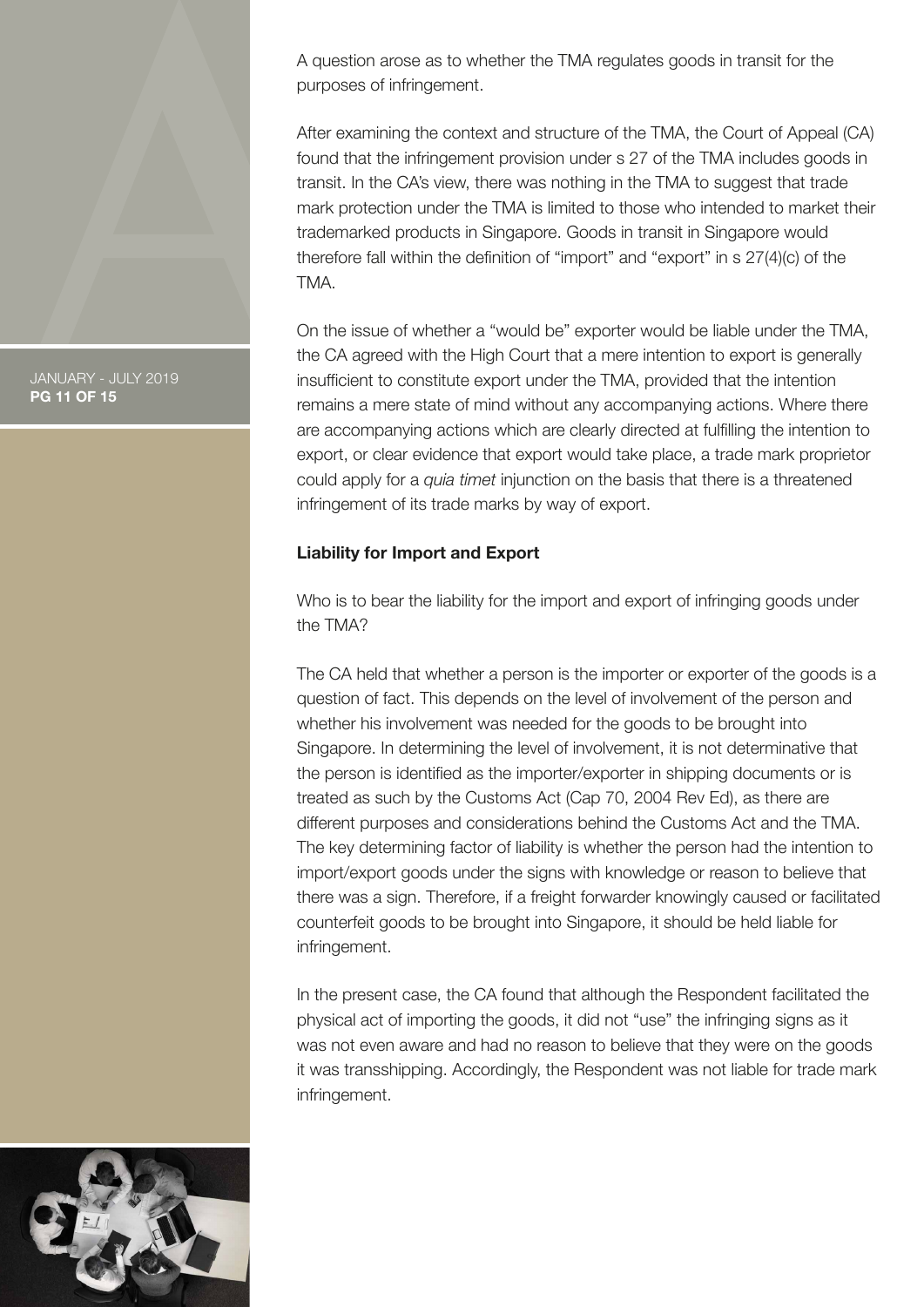A question arose as to whether the TMA regulates goods in transit for the purposes of infringement.

After examining the context and structure of the TMA, the Court of Appeal (CA) found that the infringement provision under s 27 of the TMA includes goods in transit. In the CA's view, there was nothing in the TMA to suggest that trade mark protection under the TMA is limited to those who intended to market their trademarked products in Singapore. Goods in transit in Singapore would therefore fall within the definition of "import" and "export" in s 27(4)(c) of the TMA.

On the issue of whether a "would be" exporter would be liable under the TMA, the CA agreed with the High Court that a mere intention to export is generally insufficient to constitute export under the TMA, provided that the intention remains a mere state of mind without any accompanying actions. Where there are accompanying actions which are clearly directed at fulfilling the intention to export, or clear evidence that export would take place, a trade mark proprietor could apply for a *quia timet* injunction on the basis that there is a threatened infringement of its trade marks by way of export.

**Liability for Import and Export**

Who is to bear the liability for the import and export of infringing goods under the TMA?

The CA held that whether a person is the importer or exporter of the goods is a question of fact. This depends on the level of involvement of the person and whether his involvement was needed for the goods to be brought into Singapore. In determining the level of involvement, it is not determinative that the person is identified as the importer/exporter in shipping documents or is treated as such by the Customs Act (Cap 70, 2004 Rev Ed), as there are different purposes and considerations behind the Customs Act and the TMA. The key determining factor of liability is whether the person had the intention to import/export goods under the signs with knowledge or reason to believe that there was a sign. Therefore, if a freight forwarder knowingly caused or facilitated counterfeit goods to be brought into Singapore, it should be held liable for infringement.

In the present case, the CA found that although the Respondent facilitated the physical act of importing the goods, it did not "use" the infringing signs as it was not even aware and had no reason to believe that they were on the goods it was transshipping. Accordingly, the Respondent was not liable for trade mark infringement.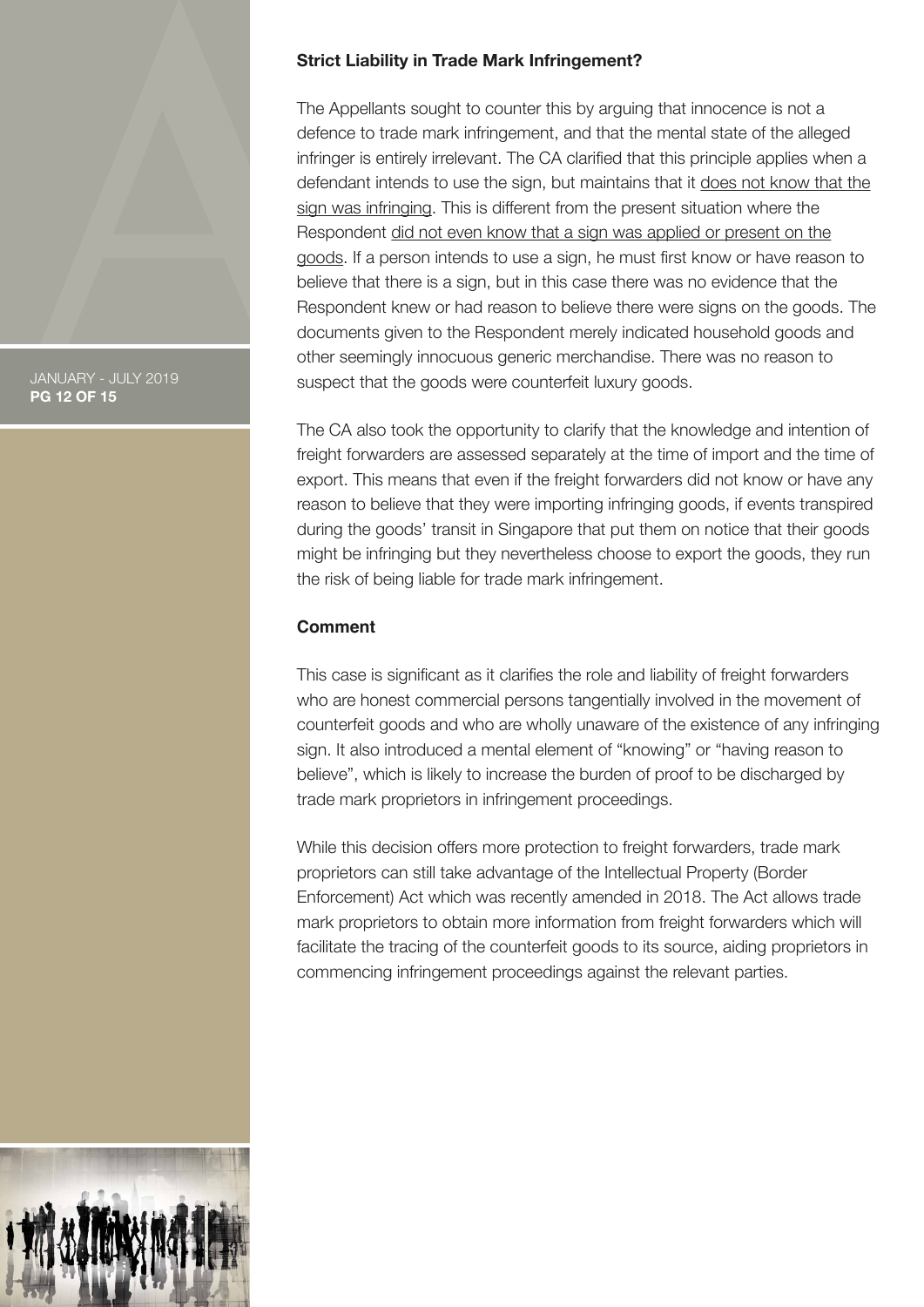### Strict Liability in Trade Mark Infringement?

The Appellants sought to counter this by arguing that innocence is not a defence to trade mark infringement, and that the mental state of the alleged infringer is entirely irrelevant. The CA clarified that this principle applies when a defendant intends to use the sign, but maintains that it does not know that the sign was infringing. This is different from the present situation where the Respondent did not even know that a sign was applied or present on the goods. If a person intends to use a sign, he must first know or have reason to believe that there is a sign, but in this case there was no evidence that the Respondent knew or had reason to believe there were signs on the goods. The documents given to the Respondent merely indicated household goods and other seemingly innocuous generic merchandise. There was no reason to suspect that the goods were counterfeit luxury goods.

The CA also took the opportunity to clarify that the knowledge and intention of freight forwarders are assessed separately at the time of import and the time of export. This means that even if the freight forwarders did not know or have any reason to believe that they were importing infringing goods, if events transpired during the goods' transit in Singapore that put them on notice that their goods might be infringing but they nevertheless choose to export the goods, they run the risk of being liable for trade mark infringement.

### Comment

This case is significant as it clarifies the role and liability of freight forwarders who are honest commercial persons tangentially involved in the movement of counterfeit goods and who are wholly unaware of the existence of any infringing sign. It also introduced a mental element of "knowing" or "having reason to believe", which is likely to increase the burden of proof to be discharged by trade mark proprietors in infringement proceedings.

While this decision offers more protection to freight forwarders, trade mark proprietors can still take advantage of the Intellectual Property (Border Enforcement) Act which was recently amended in 2018. The Act allows trade mark proprietors to obtain more information from freight forwarders which will facilitate the tracing of the counterfeit goods to its source, aiding proprietors in commencing infringement proceedings against the relevant parties.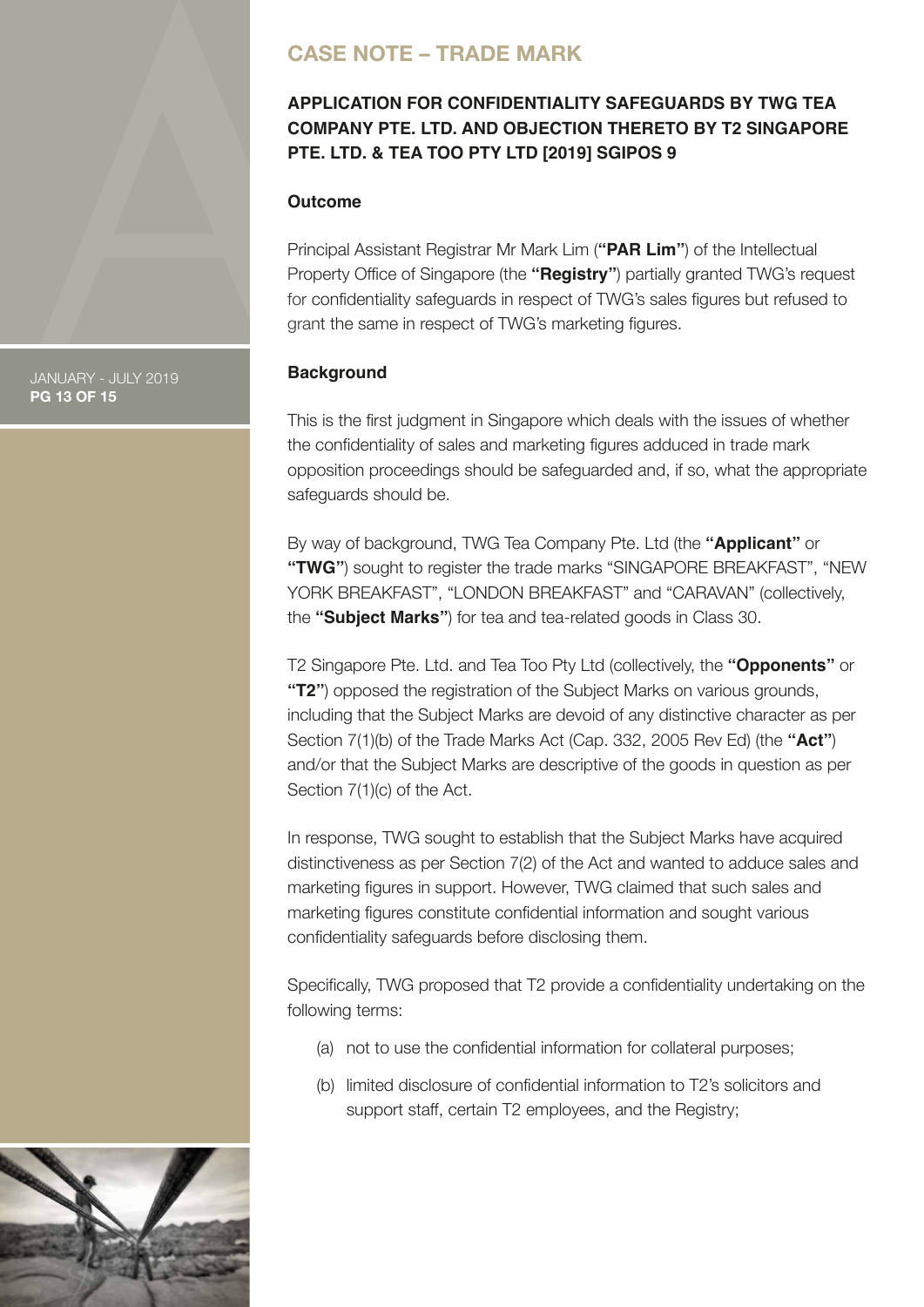## CASE NOTE – TRADE MARK

### APPLICATION FOR CONFIDENTIALITY SAFEGUARDS BY TWG TEA COMPANY PTE. LTD. AND OBJECTION THERETO BY T2 SINGAPORE PTE. LTD. & TEA TOO PTY LTD [2019] SGIPOS 9

**Outcome**

Principal Assistant Registrar Mr Mark Lim (**"PAR Lim"**) of the Intellectual Property Office of Singapore (the **"Registry"**) partially granted TWG's request for confidentiality safeguards in respect of TWG's sales figures but refused to grant the same in respect of TWG's marketing figures.

**Background**

This is the first judgment in Singapore which deals with the issues of whether the confidentiality of sales and marketing figures adduced in trade mark opposition proceedings should be safeguarded and, if so, what the appropriate safeguards should be.

By way of background, TWG Tea Company Pte. Ltd (the **"Applicant"** or **"TWG"**) sought to register the trade marks "SINGAPORE BREAKFAST", "NEW YORK BREAKFAST", "LONDON BREAKFAST" and "CARAVAN" (collectively, the **"Subject Marks"**) for tea and tea-related goods in Class 30.

T2 Singapore Pte. Ltd. and Tea Too Pty Ltd (collectively, the **"Opponents"** or **"T2"**) opposed the registration of the Subject Marks on various grounds, including that the Subject Marks are devoid of any distinctive character as per Section 7(1)(b) of the Trade Marks Act (Cap. 332, 2005 Rev Ed) (the **"Act"**) and/or that the Subject Marks are descriptive of the goods in question as per Section 7(1)(c) of the Act.

In response, TWG sought to establish that the Subject Marks have acquired distinctiveness as per Section 7(2) of the Act and wanted to adduce sales and marketing figures in support. However, TWG claimed that such sales and marketing figures constitute confidential information and sought various confidentiality safeguards before disclosing them.

Specifically, TWG proposed that T2 provide a confidentiality undertaking on the following terms:

(a) not to use the confidential information for collateral purposes;

(b) limited disclosure of confidential information to T2's solicitors and support staff, certain T2 employees, and the Registry;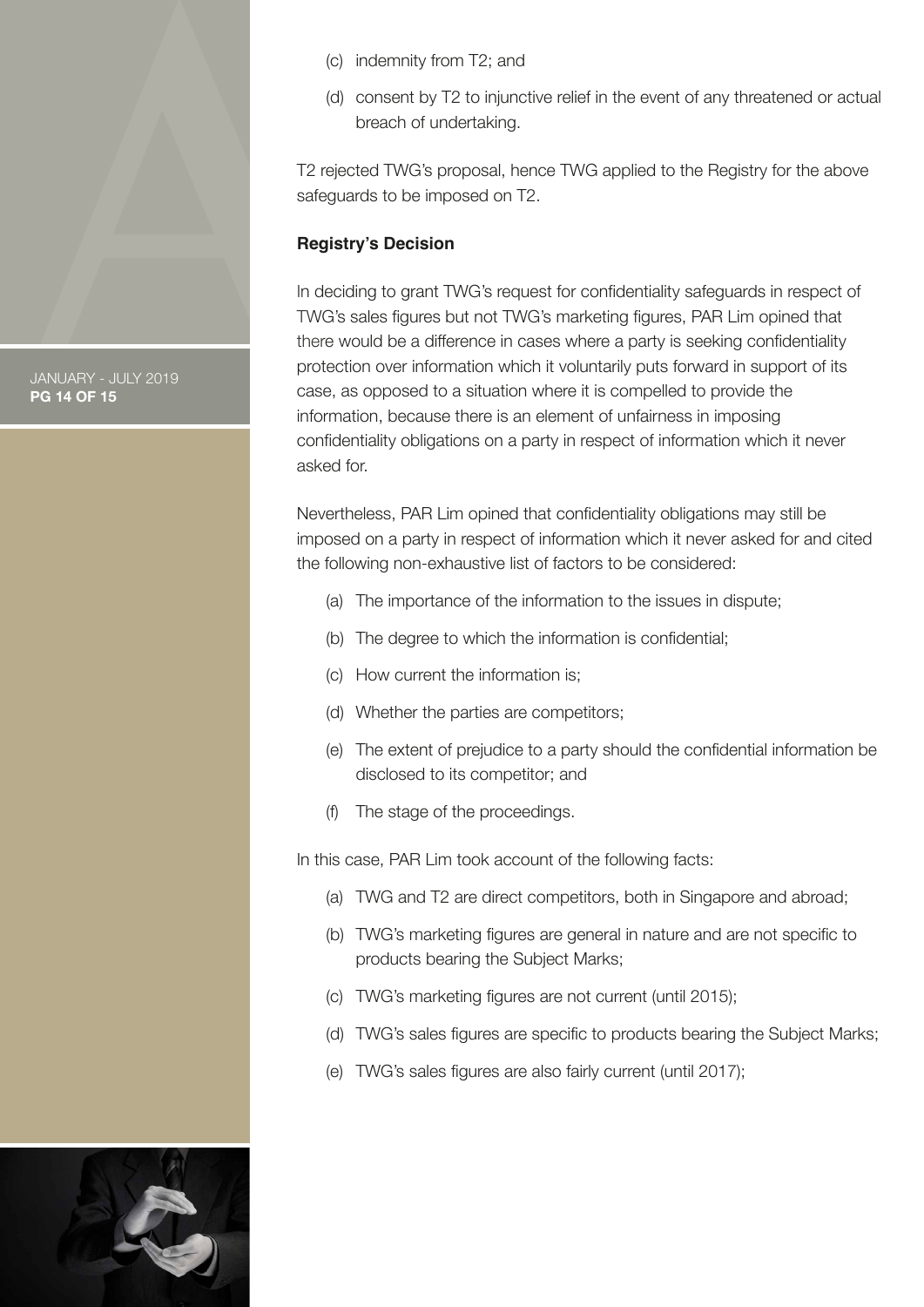(c) indemnity from T2; and

(d) consent by T2 to injunctive relief in the event of any threatened or actual breach of undertaking.

T2 rejected TWG's proposal, hence TWG applied to the Registry for the above safeguards to be imposed on T2.

**Registry's Decision**

In deciding to grant TWG's request for confidentiality safeguards in respect of TWG's sales figures but not TWG's marketing figures, PAR Lim opined that there would be a difference in cases where a party is seeking confidentiality protection over information which it voluntarily puts forward in support of its case, as opposed to a situation where it is compelled to provide the information, because there is an element of unfairness in imposing confidentiality obligations on a party in respect of information which it never asked for.

Nevertheless, PAR Lim opined that confidentiality obligations may still be imposed on a party in respect of information which it never asked for and cited the following non-exhaustive list of factors to be considered:

(a) The importance of the information to the issues in dispute;

(b) The degree to which the information is confidential;

(c) How current the information is;

(d) Whether the parties are competitors;

(e) The extent of prejudice to a party should the confidential information be disclosed to its competitor; and

(f) The stage of the proceedings.

In this case, PAR Lim took account of the following facts:

(a) TWG and T2 are direct competitors, both in Singapore and abroad;

(b) TWG's marketing figures are general in nature and are not specific to products bearing the Subject Marks;

(c) TWG's marketing figures are not current (until 2015);

(d) TWG's sales figures are specific to products bearing the Subject Marks;

(e) TWG's sales figures are also fairly current (until 2017);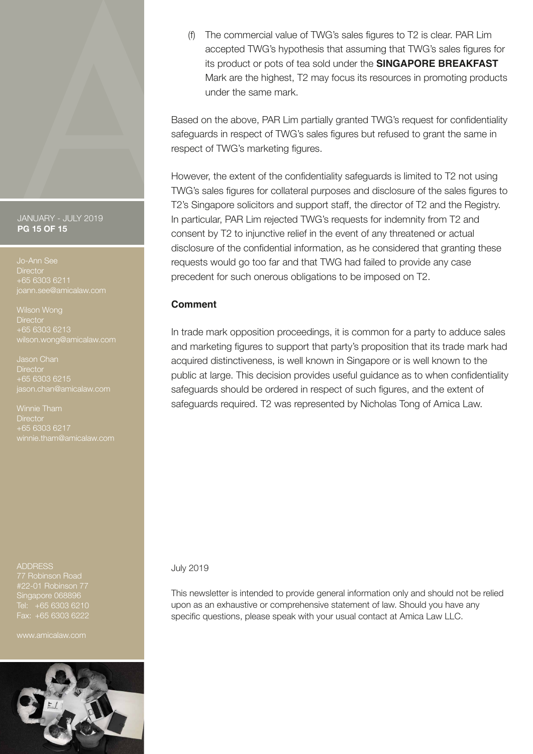(f) The commercial value of TWG's sales figures to T2 is clear. PAR Lim accepted TWG's hypothesis that assuming that TWG's sales figures for its product or pots of tea sold under the **SINGAPORE BREAKFAST** Mark are the highest, T2 may focus its resources in promoting products under the same mark.

Based on the above, PAR Lim partially granted TWG's request for confidentiality safeguards in respect of TWG's sales figures but refused to grant the same in respect of TWG's marketing figures.

However, the extent of the confidentiality safeguards is limited to T2 not using TWG's sales figures for collateral purposes and disclosure of the sales figures to T2's Singapore solicitors and support staff, the director of T2 and the Registry. In particular, PAR Lim rejected TWG's requests for indemnity from T2 and consent by T2 to injunctive relief in the event of any threatened or actual disclosure of the confidential information, as he considered that granting these requests would go too far and that TWG had failed to provide any case precedent for such onerous obligations to be imposed on T2.

**Comment**

In trade mark opposition proceedings, it is common for a party to adduce sales and marketing figures to support that party's proposition that its trade mark had acquired distinctiveness, is well known in Singapore or is well known to the public at large. This decision provides useful guidance as to when confidentiality safeguards should be ordered in respect of such figures, and the extent of safeguards required. T2 was represented by Nicholas Tong of Amica Law.

Jo-Ann See
Director
+65 6303 6211
joann.see@amicalaw.com

Wilson Wong
Director
+65 6303 6213
wilson.wong@amicalaw.com

Jason Chan
Director
+65 6303 6215
jason.chan@amicalaw.com

Winnie Tham
Director
+65 6303 6217
winnie.tham@amicalaw.com

ADDRESS
77 Robinson Road
#22-01 Robinson 77
Singapore 068896
Tel: +65 6303 6210
Fax: +65 6303 6222

www.amicalaw.com

July 2019

This newsletter is intended to provide general information only and should not be relied upon as an exhaustive or comprehensive statement of law. Should you have any specific questions, please speak with your usual contact at Amica Law LLC.